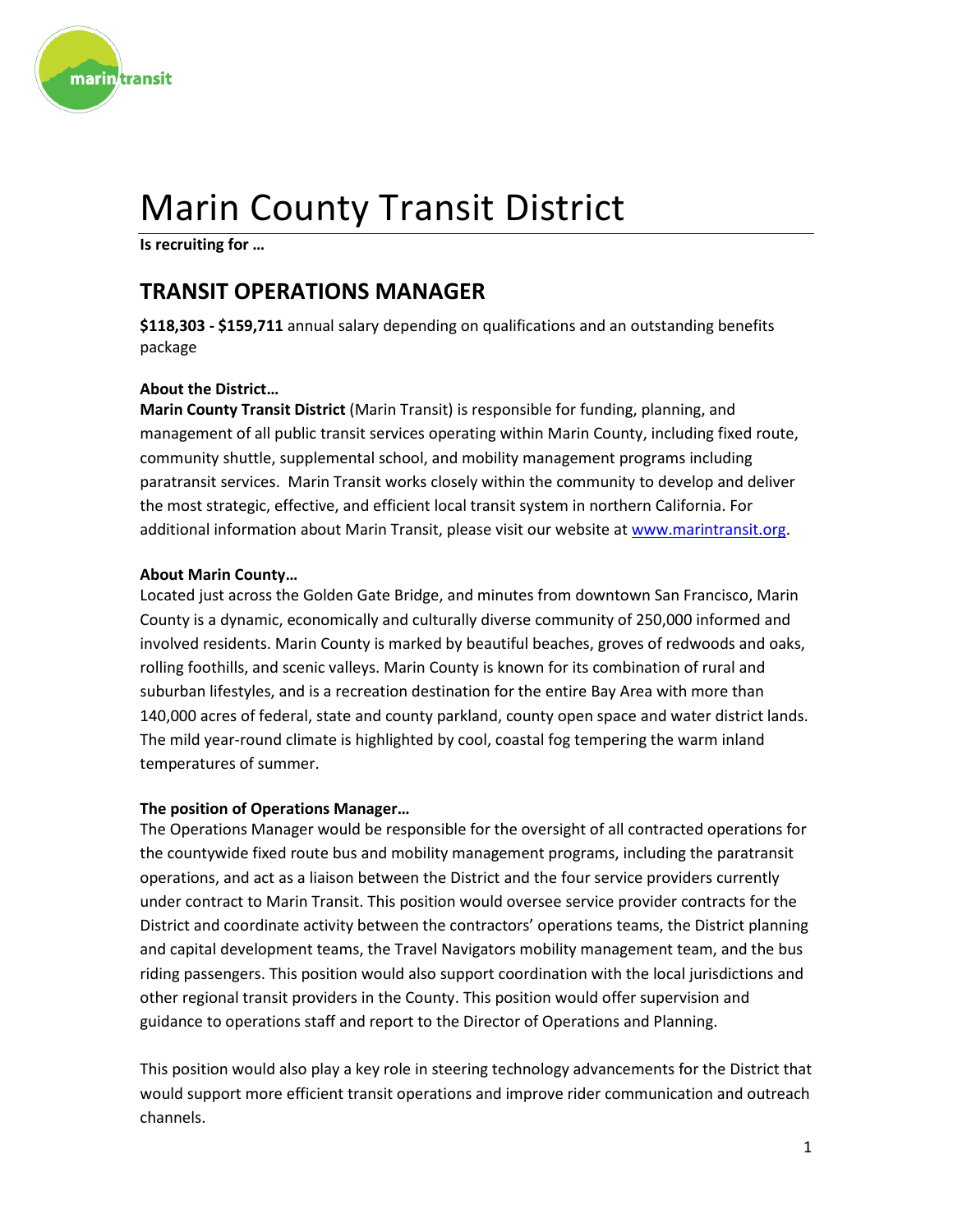# Marin County Transit District

**Is recruiting for …**

## TRANSIT OPERATIONS MANAGER

**$118,303 - $159,711** annual salary depending on qualifications and an outstanding benefits package

**About the District…**

**Marin County Transit District** (Marin Transit) is responsible for funding, planning, and management of all public transit services operating within Marin County, including fixed route, community shuttle, supplemental school, and mobility management programs including paratransit services. Marin Transit works closely within the community to develop and deliver the most strategic, effective, and efficient local transit system in northern California. For additional information about Marin Transit, please visit our website at www.marintransit.org.

**About Marin County…**

Located just across the Golden Gate Bridge, and minutes from downtown San Francisco, Marin County is a dynamic, economically and culturally diverse community of 250,000 informed and involved residents. Marin County is marked by beautiful beaches, groves of redwoods and oaks, rolling foothills, and scenic valleys. Marin County is known for its combination of rural and suburban lifestyles, and is a recreation destination for the entire Bay Area with more than 140,000 acres of federal, state and county parkland, county open space and water district lands. The mild year-round climate is highlighted by cool, coastal fog tempering the warm inland temperatures of summer.

**The position of Operations Manager…**

The Operations Manager would be responsible for the oversight of all contracted operations for the countywide fixed route bus and mobility management programs, including the paratransit operations, and act as a liaison between the District and the four service providers currently under contract to Marin Transit. This position would oversee service provider contracts for the District and coordinate activity between the contractors' operations teams, the District planning and capital development teams, the Travel Navigators mobility management team, and the bus riding passengers. This position would also support coordination with the local jurisdictions and other regional transit providers in the County. This position would offer supervision and guidance to operations staff and report to the Director of Operations and Planning.

This position would also play a key role in steering technology advancements for the District that would support more efficient transit operations and improve rider communication and outreach channels.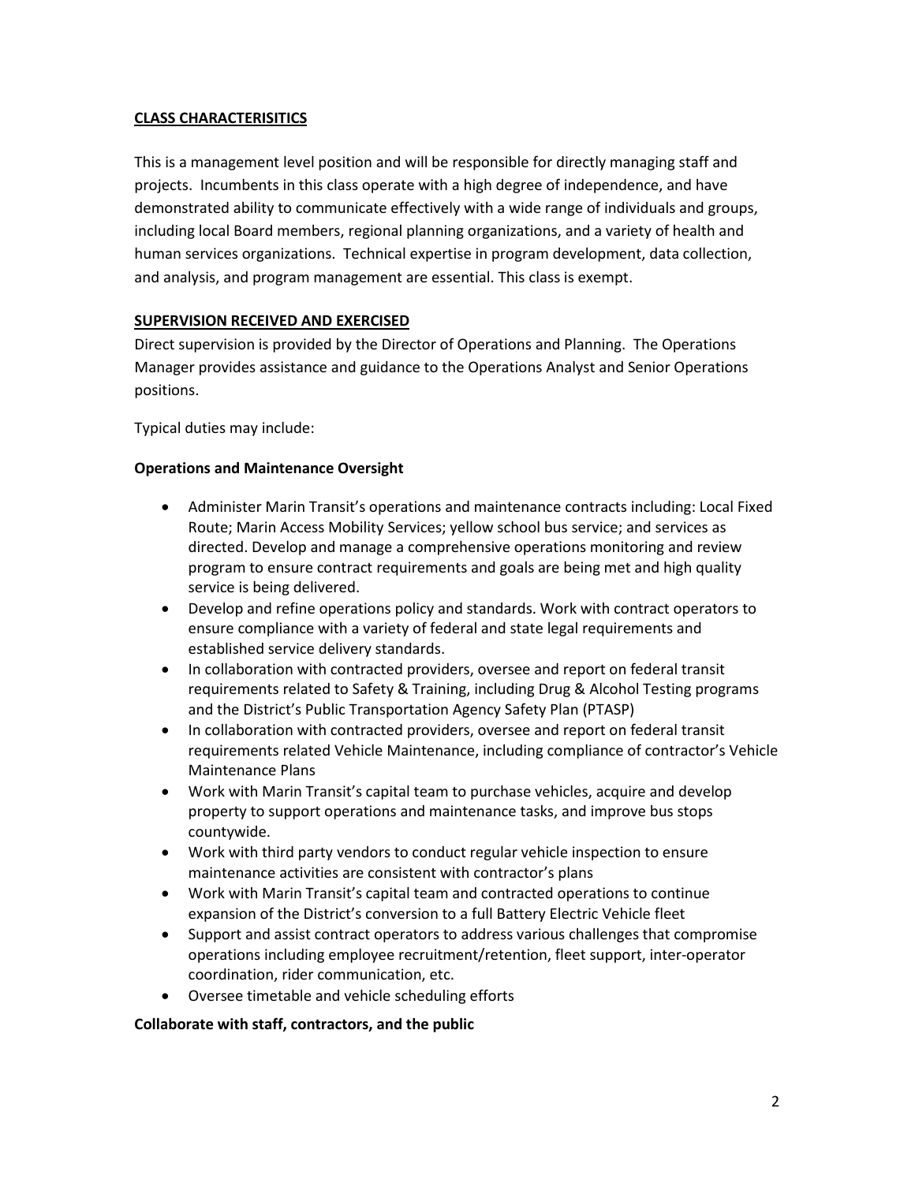## CLASS CHARACTERISITICS

This is a management level position and will be responsible for directly managing staff and projects. Incumbents in this class operate with a high degree of independence, and have demonstrated ability to communicate effectively with a wide range of individuals and groups, including local Board members, regional planning organizations, and a variety of health and human services organizations. Technical expertise in program development, data collection, and analysis, and program management are essential. This class is exempt.

## SUPERVISION RECEIVED AND EXERCISED

Direct supervision is provided by the Director of Operations and Planning. The Operations Manager provides assistance and guidance to the Operations Analyst and Senior Operations positions.

Typical duties may include:

### Operations and Maintenance Oversight

- Administer Marin Transit's operations and maintenance contracts including: Local Fixed Route; Marin Access Mobility Services; yellow school bus service; and services as directed. Develop and manage a comprehensive operations monitoring and review program to ensure contract requirements and goals are being met and high quality service is being delivered.
- Develop and refine operations policy and standards. Work with contract operators to ensure compliance with a variety of federal and state legal requirements and established service delivery standards.
- In collaboration with contracted providers, oversee and report on federal transit requirements related to Safety & Training, including Drug & Alcohol Testing programs and the District's Public Transportation Agency Safety Plan (PTASP)
- In collaboration with contracted providers, oversee and report on federal transit requirements related Vehicle Maintenance, including compliance of contractor's Vehicle Maintenance Plans
- Work with Marin Transit's capital team to purchase vehicles, acquire and develop property to support operations and maintenance tasks, and improve bus stops countywide.
- Work with third party vendors to conduct regular vehicle inspection to ensure maintenance activities are consistent with contractor's plans
- Work with Marin Transit's capital team and contracted operations to continue expansion of the District's conversion to a full Battery Electric Vehicle fleet
- Support and assist contract operators to address various challenges that compromise operations including employee recruitment/retention, fleet support, inter-operator coordination, rider communication, etc.
- Oversee timetable and vehicle scheduling efforts

### Collaborate with staff, contractors, and the public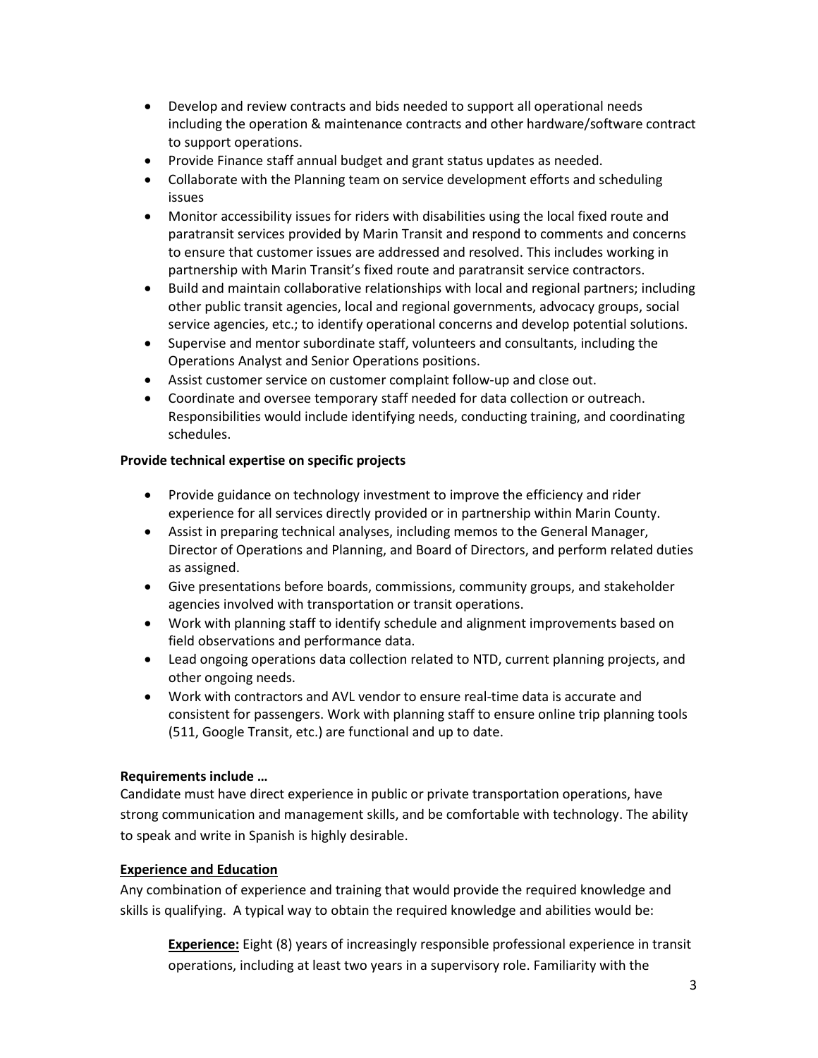- Develop and review contracts and bids needed to support all operational needs including the operation & maintenance contracts and other hardware/software contract to support operations.
- Provide Finance staff annual budget and grant status updates as needed.
- Collaborate with the Planning team on service development efforts and scheduling issues
- Monitor accessibility issues for riders with disabilities using the local fixed route and paratransit services provided by Marin Transit and respond to comments and concerns to ensure that customer issues are addressed and resolved. This includes working in partnership with Marin Transit's fixed route and paratransit service contractors.
- Build and maintain collaborative relationships with local and regional partners; including other public transit agencies, local and regional governments, advocacy groups, social service agencies, etc.; to identify operational concerns and develop potential solutions.
- Supervise and mentor subordinate staff, volunteers and consultants, including the Operations Analyst and Senior Operations positions.
- Assist customer service on customer complaint follow-up and close out.
- Coordinate and oversee temporary staff needed for data collection or outreach. Responsibilities would include identifying needs, conducting training, and coordinating schedules.

**Provide technical expertise on specific projects**

- Provide guidance on technology investment to improve the efficiency and rider experience for all services directly provided or in partnership within Marin County.
- Assist in preparing technical analyses, including memos to the General Manager, Director of Operations and Planning, and Board of Directors, and perform related duties as assigned.
- Give presentations before boards, commissions, community groups, and stakeholder agencies involved with transportation or transit operations.
- Work with planning staff to identify schedule and alignment improvements based on field observations and performance data.
- Lead ongoing operations data collection related to NTD, current planning projects, and other ongoing needs.
- Work with contractors and AVL vendor to ensure real-time data is accurate and consistent for passengers. Work with planning staff to ensure online trip planning tools (511, Google Transit, etc.) are functional and up to date.

**Requirements include …**

Candidate must have direct experience in public or private transportation operations, have strong communication and management skills, and be comfortable with technology. The ability to speak and write in Spanish is highly desirable.

**Experience and Education**

Any combination of experience and training that would provide the required knowledge and skills is qualifying. A typical way to obtain the required knowledge and abilities would be:

> **Experience:** Eight (8) years of increasingly responsible professional experience in transit operations, including at least two years in a supervisory role. Familiarity with the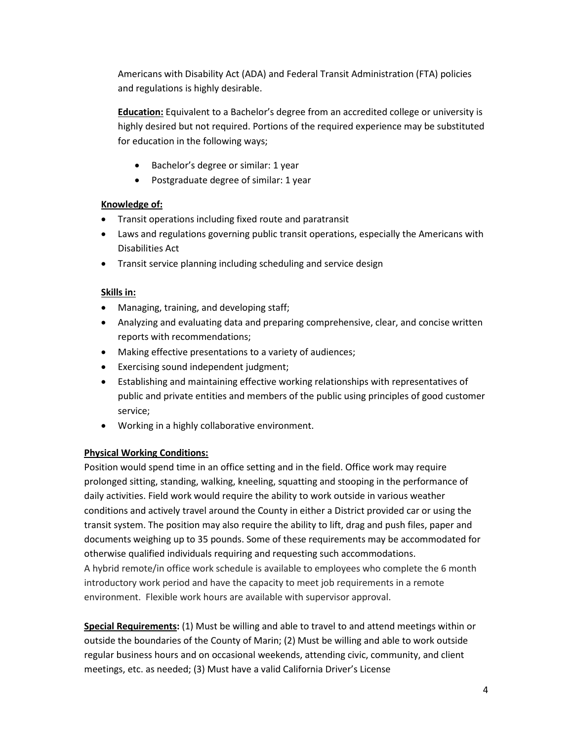Americans with Disability Act (ADA) and Federal Transit Administration (FTA) policies and regulations is highly desirable.

**Education:** Equivalent to a Bachelor's degree from an accredited college or university is highly desired but not required. Portions of the required experience may be substituted for education in the following ways;

- Bachelor's degree or similar: 1 year
- Postgraduate degree of similar: 1 year

**Knowledge of:**

- Transit operations including fixed route and paratransit
- Laws and regulations governing public transit operations, especially the Americans with Disabilities Act
- Transit service planning including scheduling and service design

**Skills in:**

- Managing, training, and developing staff;
- Analyzing and evaluating data and preparing comprehensive, clear, and concise written reports with recommendations;
- Making effective presentations to a variety of audiences;
- Exercising sound independent judgment;
- Establishing and maintaining effective working relationships with representatives of public and private entities and members of the public using principles of good customer service;
- Working in a highly collaborative environment.

**Physical Working Conditions:**

Position would spend time in an office setting and in the field. Office work may require prolonged sitting, standing, walking, kneeling, squatting and stooping in the performance of daily activities. Field work would require the ability to work outside in various weather conditions and actively travel around the County in either a District provided car or using the transit system. The position may also require the ability to lift, drag and push files, paper and documents weighing up to 35 pounds. Some of these requirements may be accommodated for otherwise qualified individuals requiring and requesting such accommodations.
A hybrid remote/in office work schedule is available to employees who complete the 6 month introductory work period and have the capacity to meet job requirements in a remote environment. Flexible work hours are available with supervisor approval.

**Special Requirements:** (1) Must be willing and able to travel to and attend meetings within or outside the boundaries of the County of Marin; (2) Must be willing and able to work outside regular business hours and on occasional weekends, attending civic, community, and client meetings, etc. as needed; (3) Must have a valid California Driver's License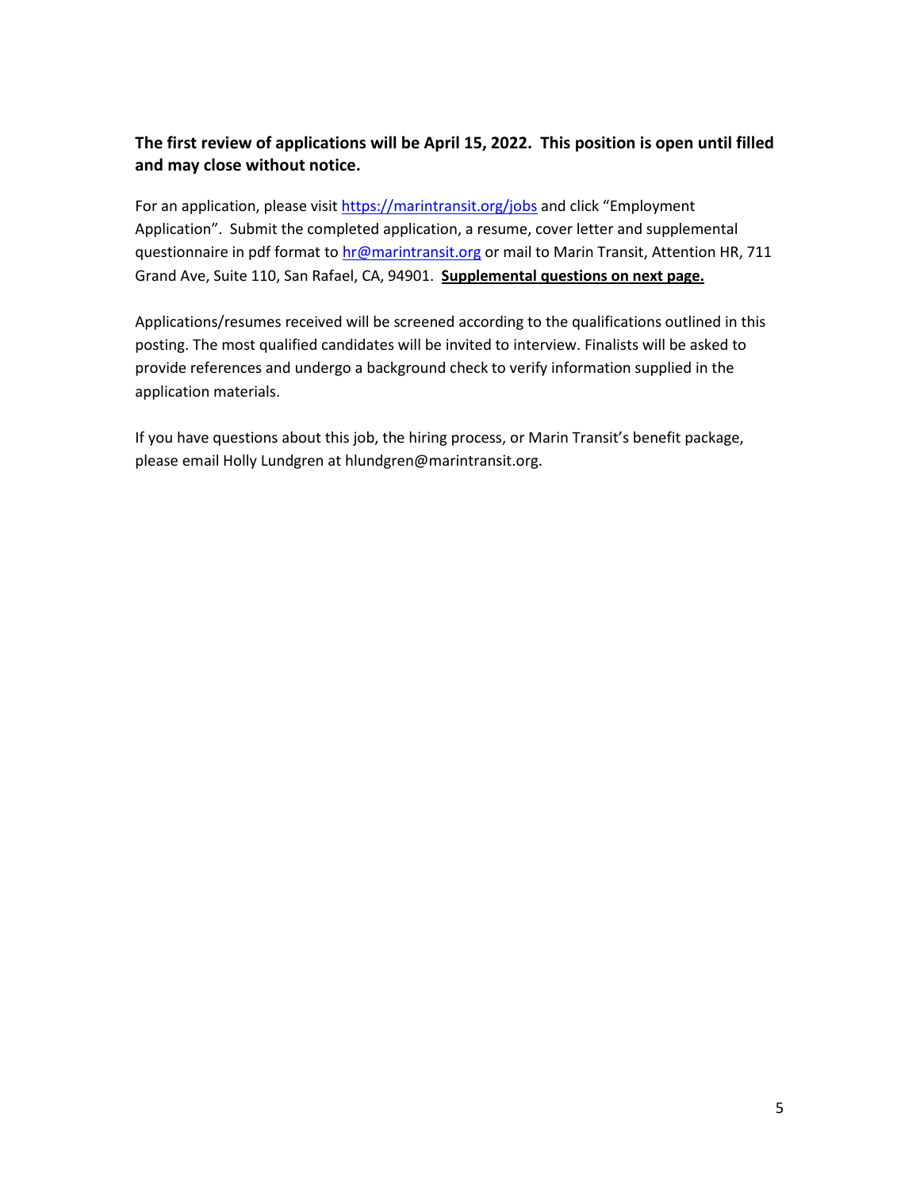**The first review of applications will be April 15, 2022. This position is open until filled and may close without notice.**

For an application, please visit https://marintransit.org/jobs and click "Employment Application". Submit the completed application, a resume, cover letter and supplemental questionnaire in pdf format to hr@marintransit.org or mail to Marin Transit, Attention HR, 711 Grand Ave, Suite 110, San Rafael, CA, 94901. **Supplemental questions on next page.**

Applications/resumes received will be screened according to the qualifications outlined in this posting. The most qualified candidates will be invited to interview. Finalists will be asked to provide references and undergo a background check to verify information supplied in the application materials.

If you have questions about this job, the hiring process, or Marin Transit's benefit package, please email Holly Lundgren at hlundgren@marintransit.org.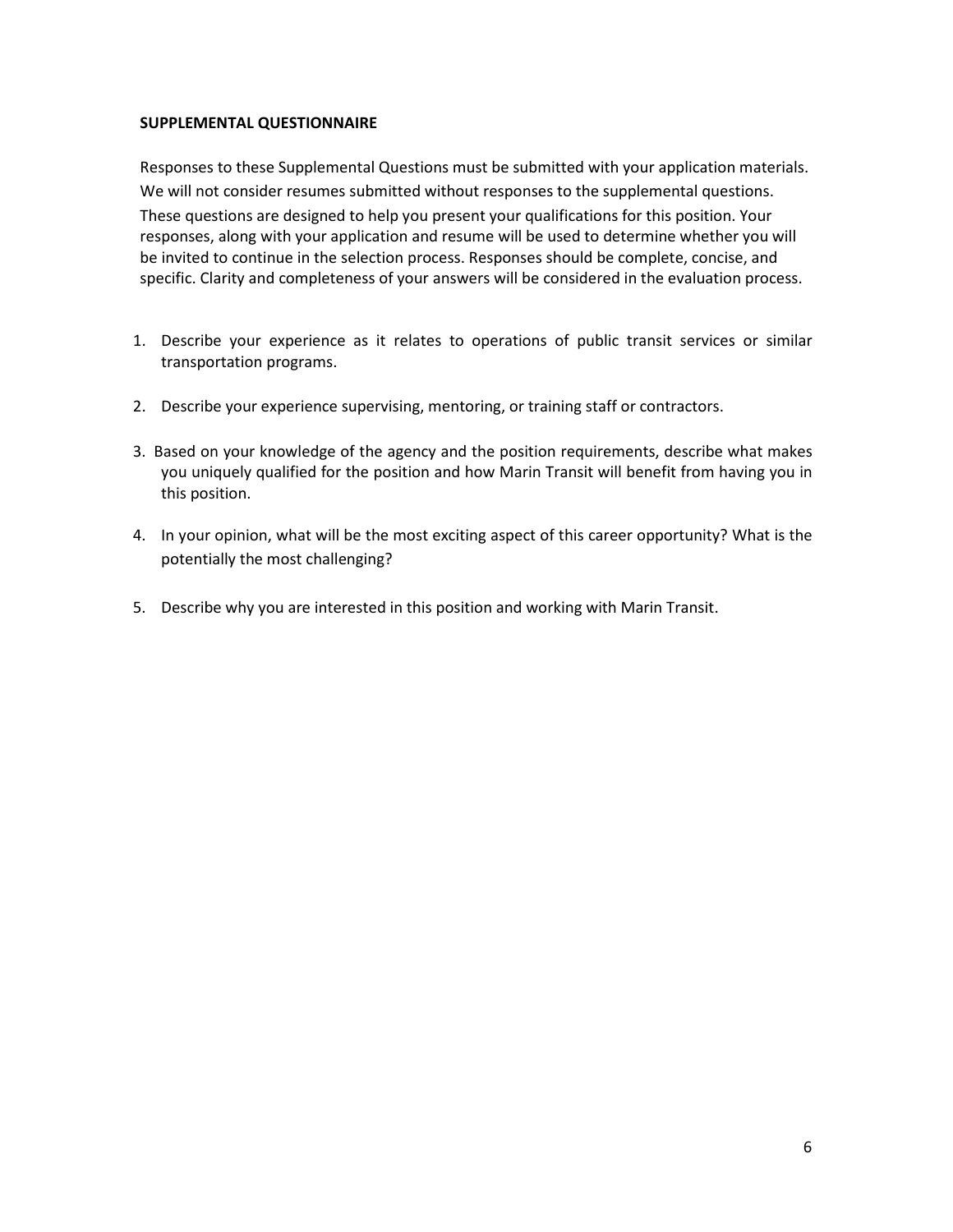**SUPPLEMENTAL QUESTIONNAIRE**

Responses to these Supplemental Questions must be submitted with your application materials. We will not consider resumes submitted without responses to the supplemental questions. These questions are designed to help you present your qualifications for this position. Your responses, along with your application and resume will be used to determine whether you will be invited to continue in the selection process. Responses should be complete, concise, and specific. Clarity and completeness of your answers will be considered in the evaluation process.

1. Describe your experience as it relates to operations of public transit services or similar transportation programs.
2. Describe your experience supervising, mentoring, or training staff or contractors.
3. Based on your knowledge of the agency and the position requirements, describe what makes you uniquely qualified for the position and how Marin Transit will benefit from having you in this position.
4. In your opinion, what will be the most exciting aspect of this career opportunity? What is the potentially the most challenging?
5. Describe why you are interested in this position and working with Marin Transit.